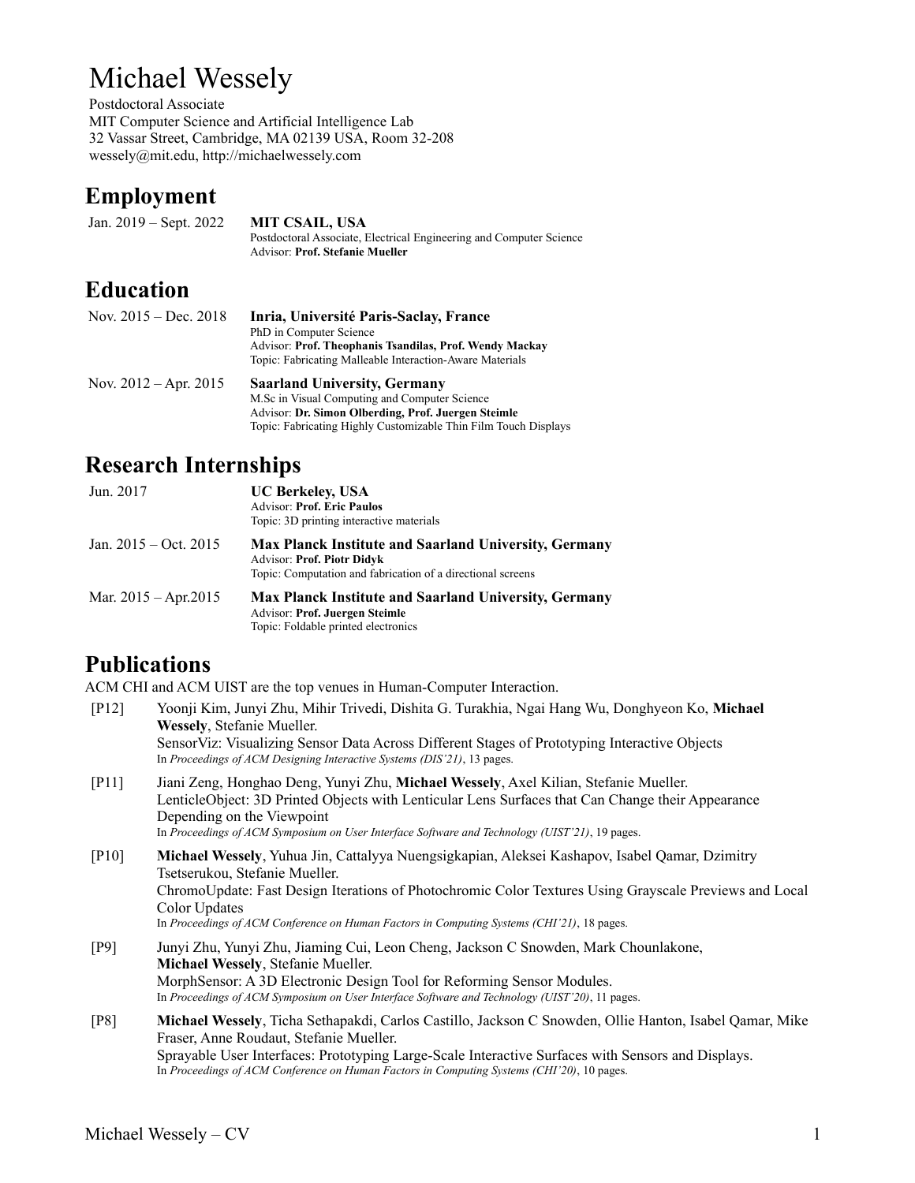# Michael Wessely

Postdoctoral Associate
MIT Computer Science and Artificial Intelligence Lab
32 Vassar Street, Cambridge, MA 02139 USA, Room 32-208
wessely@mit.edu, http://michaelwessely.com

## Employment

Jan. 2019 – Sept. 2022 **MIT CSAIL, USA**
Postdoctoral Associate, Electrical Engineering and Computer Science
Advisor: **Prof. Stefanie Mueller**

## Education

Nov. 2015 – Dec. 2018 **Inria, Université Paris-Saclay, France**
PhD in Computer Science
Advisor: **Prof. Theophanis Tsandilas, Prof. Wendy Mackay**
Topic: Fabricating Malleable Interaction-Aware Materials

Nov. 2012 – Apr. 2015 **Saarland University, Germany**
M.Sc in Visual Computing and Computer Science
Advisor: **Dr. Simon Olberding, Prof. Juergen Steimle**
Topic: Fabricating Highly Customizable Thin Film Touch Displays

## Research Internships

Jun. 2017 **UC Berkeley, USA**
Advisor: **Prof. Eric Paulos**
Topic: 3D printing interactive materials

Jan. 2015 – Oct. 2015 **Max Planck Institute and Saarland University, Germany**
Advisor: **Prof. Piotr Didyk**
Topic: Computation and fabrication of a directional screens

Mar. 2015 – Apr.2015 **Max Planck Institute and Saarland University, Germany**
Advisor: **Prof. Juergen Steimle**
Topic: Foldable printed electronics

## Publications

ACM CHI and ACM UIST are the top venues in Human-Computer Interaction.

[P12] Yoonji Kim, Junyi Zhu, Mihir Trivedi, Dishita G. Turakhia, Ngai Hang Wu, Donghyeon Ko, **Michael Wessely**, Stefanie Mueller.
SensorViz: Visualizing Sensor Data Across Different Stages of Prototyping Interactive Objects
In *Proceedings of ACM Designing Interactive Systems (DIS'21)*, 13 pages.

[P11] Jiani Zeng, Honghao Deng, Yunyi Zhu, **Michael Wessely**, Axel Kilian, Stefanie Mueller.
LenticleObject: 3D Printed Objects with Lenticular Lens Surfaces that Can Change their Appearance Depending on the Viewpoint
In *Proceedings of ACM Symposium on User Interface Software and Technology (UIST'21)*, 19 pages.

[P10] **Michael Wessely**, Yuhua Jin, Cattalyya Nuengsigkapian, Aleksei Kashapov, Isabel Qamar, Dzimitry Tsetserukou, Stefanie Mueller.
ChromoUpdate: Fast Design Iterations of Photochromic Color Textures Using Grayscale Previews and Local Color Updates
In *Proceedings of ACM Conference on Human Factors in Computing Systems (CHI'21)*, 18 pages.

[P9] Junyi Zhu, Yunyi Zhu, Jiaming Cui, Leon Cheng, Jackson C Snowden, Mark Chounlakone, **Michael Wessely**, Stefanie Mueller.
MorphSensor: A 3D Electronic Design Tool for Reforming Sensor Modules.
In *Proceedings of ACM Symposium on User Interface Software and Technology (UIST'20)*, 11 pages.

[P8] **Michael Wessely**, Ticha Sethapakdi, Carlos Castillo, Jackson C Snowden, Ollie Hanton, Isabel Qamar, Mike Fraser, Anne Roudaut, Stefanie Mueller.
Sprayable User Interfaces: Prototyping Large-Scale Interactive Surfaces with Sensors and Displays.
In *Proceedings of ACM Conference on Human Factors in Computing Systems (CHI'20)*, 10 pages.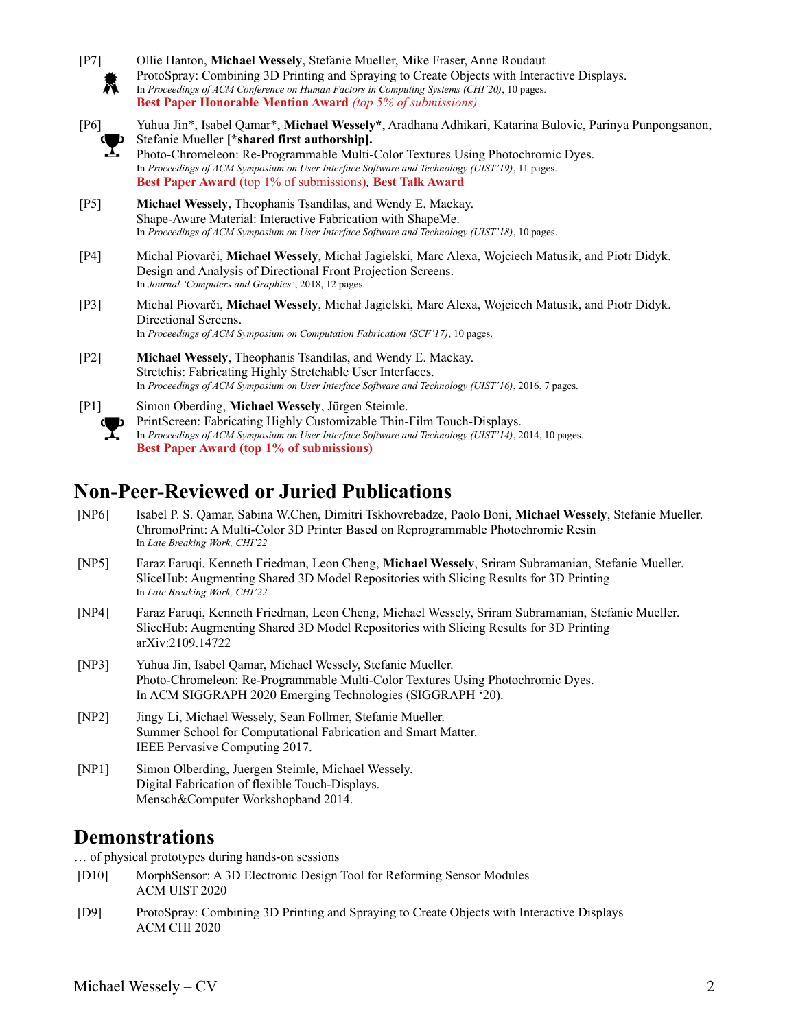[P7] Ollie Hanton, **Michael Wessely**, Stefanie Mueller, Mike Fraser, Anne Roudaut
ProtoSpray: Combining 3D Printing and Spraying to Create Objects with Interactive Displays.
In *Proceedings of ACM Conference on Human Factors in Computing Systems (CHI'20)*, 10 pages.
**Best Paper Honorable Mention Award** *(top 5% of submissions)*

[P6] Yuhua Jin*, Isabel Qamar*, **Michael Wessely***, Aradhana Adhikari, Katarina Bulovic, Parinya Punpongsanon, Stefanie Mueller **[*shared first authorship].**
Photo-Chromeleon: Re-Programmable Multi-Color Textures Using Photochromic Dyes.
In *Proceedings of ACM Symposium on User Interface Software and Technology (UIST'19)*, 11 pages.
**Best Paper Award** (top 1% of submissions), **Best Talk Award**

[P5] **Michael Wessely**, Theophanis Tsandilas, and Wendy E. Mackay.
Shape-Aware Material: Interactive Fabrication with ShapeMe.
In *Proceedings of ACM Symposium on User Interface Software and Technology (UIST'18)*, 10 pages.

[P4] Michal Piovarči, **Michael Wessely**, Michał Jagielski, Marc Alexa, Wojciech Matusik, and Piotr Didyk.
Design and Analysis of Directional Front Projection Screens.
In *Journal 'Computers and Graphics'*, 2018, 12 pages.

[P3] Michal Piovarči, **Michael Wessely**, Michał Jagielski, Marc Alexa, Wojciech Matusik, and Piotr Didyk.
Directional Screens.
In *Proceedings of ACM Symposium on Computation Fabrication (SCF'17)*, 10 pages.

[P2] **Michael Wessely**, Theophanis Tsandilas, and Wendy E. Mackay.
Stretchis: Fabricating Highly Stretchable User Interfaces.
In *Proceedings of ACM Symposium on User Interface Software and Technology (UIST'16)*, 2016, 7 pages.

[P1] Simon Oberding, **Michael Wessely**, Jürgen Steimle.
PrintScreen: Fabricating Highly Customizable Thin-Film Touch-Displays.
In *Proceedings of ACM Symposium on User Interface Software and Technology (UIST'14)*, 2014, 10 pages.
**Best Paper Award (top 1% of submissions)**

## Non-Peer-Reviewed or Juried Publications

[NP6] Isabel P. S. Qamar, Sabina W.Chen, Dimitri Tskhovrebadze, Paolo Boni, **Michael Wessely**, Stefanie Mueller.
ChromoPrint: A Multi-Color 3D Printer Based on Reprogrammable Photochromic Resin
In *Late Breaking Work, CHI'22*

[NP5] Faraz Faruqi, Kenneth Friedman, Leon Cheng, **Michael Wessely**, Sriram Subramanian, Stefanie Mueller.
SliceHub: Augmenting Shared 3D Model Repositories with Slicing Results for 3D Printing
In *Late Breaking Work, CHI'22*

[NP4] Faraz Faruqi, Kenneth Friedman, Leon Cheng, Michael Wessely, Sriram Subramanian, Stefanie Mueller.
SliceHub: Augmenting Shared 3D Model Repositories with Slicing Results for 3D Printing
arXiv:2109.14722

[NP3] Yuhua Jin, Isabel Qamar, Michael Wessely, Stefanie Mueller.
Photo-Chromeleon: Re-Programmable Multi-Color Textures Using Photochromic Dyes.
In ACM SIGGRAPH 2020 Emerging Technologies (SIGGRAPH '20).

[NP2] Jingy Li, Michael Wessely, Sean Follmer, Stefanie Mueller.
Summer School for Computational Fabrication and Smart Matter.
IEEE Pervasive Computing 2017.

[NP1] Simon Olberding, Juergen Steimle, Michael Wessely.
Digital Fabrication of flexible Touch-Displays.
Mensch&Computer Workshopband 2014.

## Demonstrations

… of physical prototypes during hands-on sessions

[D10] MorphSensor: A 3D Electronic Design Tool for Reforming Sensor Modules
ACM UIST 2020

[D9] ProtoSpray: Combining 3D Printing and Spraying to Create Objects with Interactive Displays
ACM CHI 2020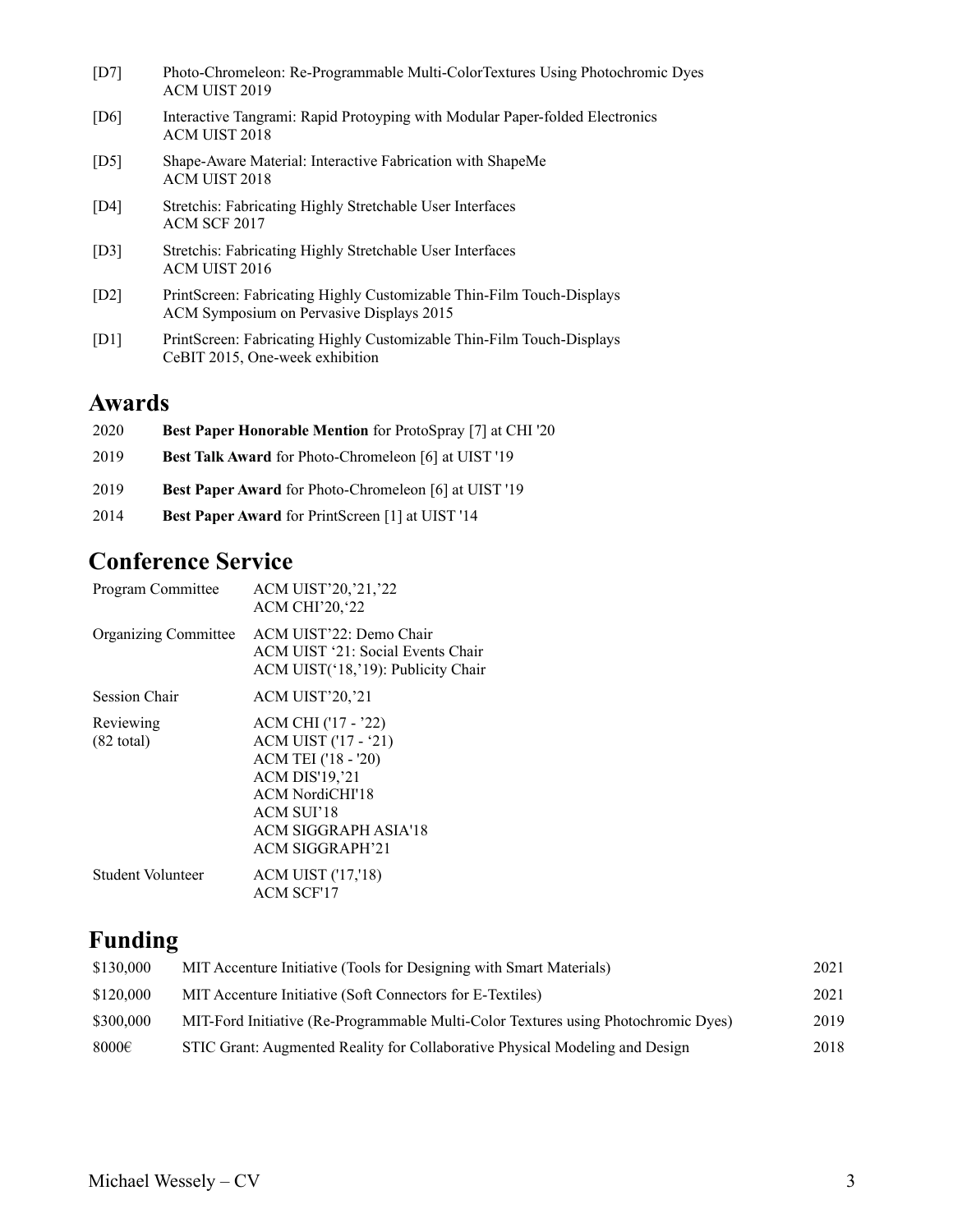[D7] Photo-Chromeleon: Re-Programmable Multi-ColorTextures Using Photochromic Dyes
ACM UIST 2019

[D6] Interactive Tangrami: Rapid Protoyping with Modular Paper-folded Electronics
ACM UIST 2018

[D5] Shape-Aware Material: Interactive Fabrication with ShapeMe
ACM UIST 2018

[D4] Stretchis: Fabricating Highly Stretchable User Interfaces
ACM SCF 2017

[D3] Stretchis: Fabricating Highly Stretchable User Interfaces
ACM UIST 2016

[D2] PrintScreen: Fabricating Highly Customizable Thin-Film Touch-Displays
ACM Symposium on Pervasive Displays 2015

[D1] PrintScreen: Fabricating Highly Customizable Thin-Film Touch-Displays
CeBIT 2015, One-week exhibition

## Awards

| | |
|---|---|
| 2020 | **Best Paper Honorable Mention** for ProtoSpray [7] at CHI '20 |
| 2019 | **Best Talk Award** for Photo-Chromeleon [6] at UIST '19 |
| 2019 | **Best Paper Award** for Photo-Chromeleon [6] at UIST '19 |
| 2014 | **Best Paper Award** for PrintScreen [1] at UIST '14 |

## Conference Service

| | |
|---|---|
| Program Committee | ACM UIST'20,'21,'22<br>ACM CHI'20,'22 |
| Organizing Committee | ACM UIST'22: Demo Chair<br>ACM UIST '21: Social Events Chair<br>ACM UIST('18,'19): Publicity Chair |
| Session Chair | ACM UIST'20,'21 |
| Reviewing (82 total) | ACM CHI ('17 - '22)<br>ACM UIST ('17 - '21)<br>ACM TEI ('18 - '20)<br>ACM DIS'19,'21<br>ACM NordiCHI'18<br>ACM SUI'18<br>ACM SIGGRAPH ASIA'18<br>ACM SIGGRAPH'21 |
| Student Volunteer | ACM UIST ('17,'18)<br>ACM SCF'17 |

## Funding

| | | |
|---|---|---|
| \$130,000 | MIT Accenture Initiative (Tools for Designing with Smart Materials) | 2021 |
| \$120,000 | MIT Accenture Initiative (Soft Connectors for E-Textiles) | 2021 |
| \$300,000 | MIT-Ford Initiative (Re-Programmable Multi-Color Textures using Photochromic Dyes) | 2019 |
| 8000€ | STIC Grant: Augmented Reality for Collaborative Physical Modeling and Design | 2018 |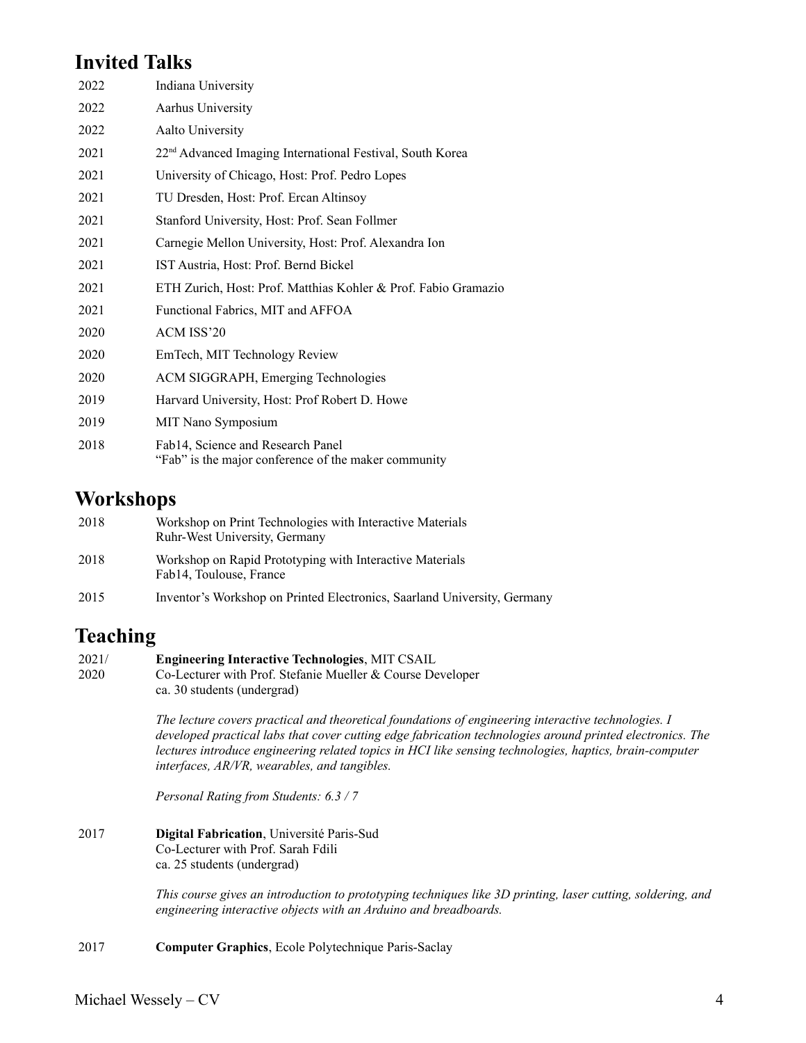## Invited Talks

| | |
|---|---|
| 2022 | Indiana University |
| 2022 | Aarhus University |
| 2022 | Aalto University |
| 2021 | 22nd Advanced Imaging International Festival, South Korea |
| 2021 | University of Chicago, Host: Prof. Pedro Lopes |
| 2021 | TU Dresden, Host: Prof. Ercan Altinsoy |
| 2021 | Stanford University, Host: Prof. Sean Follmer |
| 2021 | Carnegie Mellon University, Host: Prof. Alexandra Ion |
| 2021 | IST Austria, Host: Prof. Bernd Bickel |
| 2021 | ETH Zurich, Host: Prof. Matthias Kohler & Prof. Fabio Gramazio |
| 2021 | Functional Fabrics, MIT and AFFOA |
| 2020 | ACM ISS'20 |
| 2020 | EmTech, MIT Technology Review |
| 2020 | ACM SIGGRAPH, Emerging Technologies |
| 2019 | Harvard University, Host: Prof Robert D. Howe |
| 2019 | MIT Nano Symposium |
| 2018 | Fab14, Science and Research Panel<br>"Fab" is the major conference of the maker community |

## Workshops

| | |
|---|---|
| 2018 | Workshop on Print Technologies with Interactive Materials<br>Ruhr-West University, Germany |
| 2018 | Workshop on Rapid Prototyping with Interactive Materials<br>Fab14, Toulouse, France |
| 2015 | Inventor's Workshop on Printed Electronics, Saarland University, Germany |

## Teaching

2021/ 2020 — **Engineering Interactive Technologies**, MIT CSAIL
Co-Lecturer with Prof. Stefanie Mueller & Course Developer
ca. 30 students (undergrad)

*The lecture covers practical and theoretical foundations of engineering interactive technologies. I developed practical labs that cover cutting edge fabrication technologies around printed electronics. The lectures introduce engineering related topics in HCI like sensing technologies, haptics, brain-computer interfaces, AR/VR, wearables, and tangibles.*

*Personal Rating from Students: 6.3 / 7*

2017 — **Digital Fabrication**, Université Paris-Sud
Co-Lecturer with Prof. Sarah Fdili
ca. 25 students (undergrad)

*This course gives an introduction to prototyping techniques like 3D printing, laser cutting, soldering, and engineering interactive objects with an Arduino and breadboards.*

2017 — **Computer Graphics**, Ecole Polytechnique Paris-Saclay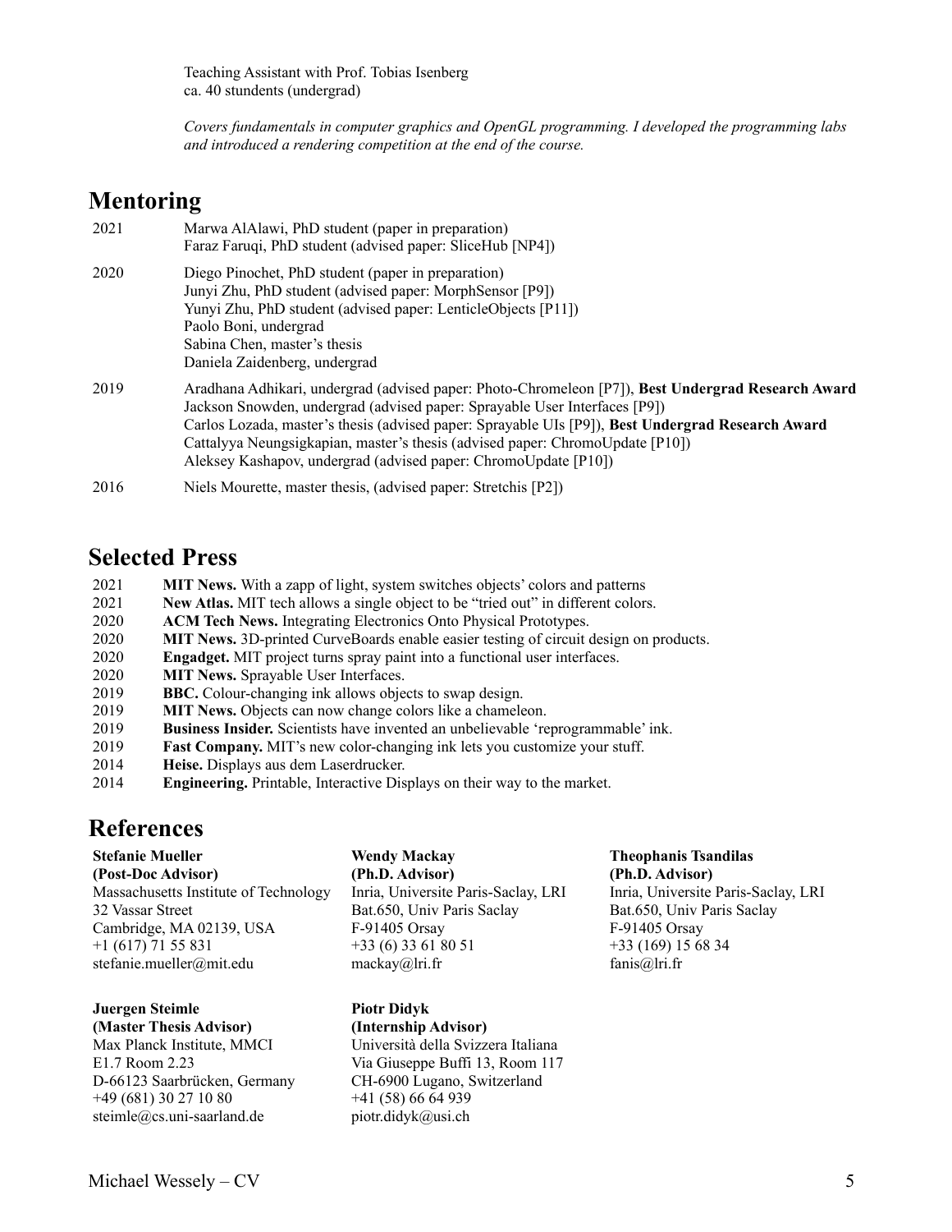Teaching Assistant with Prof. Tobias Isenberg
ca. 40 stundents (undergrad)

*Covers fundamentals in computer graphics and OpenGL programming. I developed the programming labs and introduced a rendering competition at the end of the course.*

## Mentoring

2021 Marwa AlAlawi, PhD student (paper in preparation)
Faraz Faruqi, PhD student (advised paper: SliceHub [NP4])

2020 Diego Pinochet, PhD student (paper in preparation)
Junyi Zhu, PhD student (advised paper: MorphSensor [P9])
Yunyi Zhu, PhD student (advised paper: LenticleObjects [P11])
Paolo Boni, undergrad
Sabina Chen, master's thesis
Daniela Zaidenberg, undergrad

2019 Aradhana Adhikari, undergrad (advised paper: Photo-Chromeleon [P7]), **Best Undergrad Research Award**
Jackson Snowden, undergrad (advised paper: Sprayable User Interfaces [P9])
Carlos Lozada, master's thesis (advised paper: Sprayable UIs [P9]), **Best Undergrad Research Award**
Cattalyya Neungsigkapian, master's thesis (advised paper: ChromoUpdate [P10])
Aleksey Kashapov, undergrad (advised paper: ChromoUpdate [P10])

2016 Niels Mourette, master thesis, (advised paper: Stretchis [P2])

## Selected Press

2021 **MIT News.** With a zapp of light, system switches objects' colors and patterns
2021 **New Atlas.** MIT tech allows a single object to be "tried out" in different colors.
2020 **ACM Tech News.** Integrating Electronics Onto Physical Prototypes.
2020 **MIT News.** 3D-printed CurveBoards enable easier testing of circuit design on products.
2020 **Engadget.** MIT project turns spray paint into a functional user interfaces.
2020 **MIT News.** Sprayable User Interfaces.
2019 **BBC.** Colour-changing ink allows objects to swap design.
2019 **MIT News.** Objects can now change colors like a chameleon.
2019 **Business Insider.** Scientists have invented an unbelievable 'reprogrammable' ink.
2019 **Fast Company.** MIT's new color-changing ink lets you customize your stuff.
2014 **Heise.** Displays aus dem Laserdrucker.
2014 **Engineering.** Printable, Interactive Displays on their way to the market.

## References

**Stefanie Mueller**
**(Post-Doc Advisor)**
Massachusetts Institute of Technology
32 Vassar Street
Cambridge, MA 02139, USA
+1 (617) 71 55 831
stefanie.mueller@mit.edu

**Wendy Mackay**
**(Ph.D. Advisor)**
Inria, Universite Paris-Saclay, LRI
Bat.650, Univ Paris Saclay
F-91405 Orsay
+33 (6) 33 61 80 51
mackay@lri.fr

**Theophanis Tsandilas**
**(Ph.D. Advisor)**
Inria, Universite Paris-Saclay, LRI
Bat.650, Univ Paris Saclay
F-91405 Orsay
+33 (169) 15 68 34
fanis@lri.fr

**Juergen Steimle**
**(Master Thesis Advisor)**
Max Planck Institute, MMCI
E1.7 Room 2.23
D-66123 Saarbrücken, Germany
+49 (681) 30 27 10 80
steimle@cs.uni-saarland.de

**Piotr Didyk**
**(Internship Advisor)**
Università della Svizzera Italiana
Via Giuseppe Buffi 13, Room 117
CH-6900 Lugano, Switzerland
+41 (58) 66 64 939
piotr.didyk@usi.ch